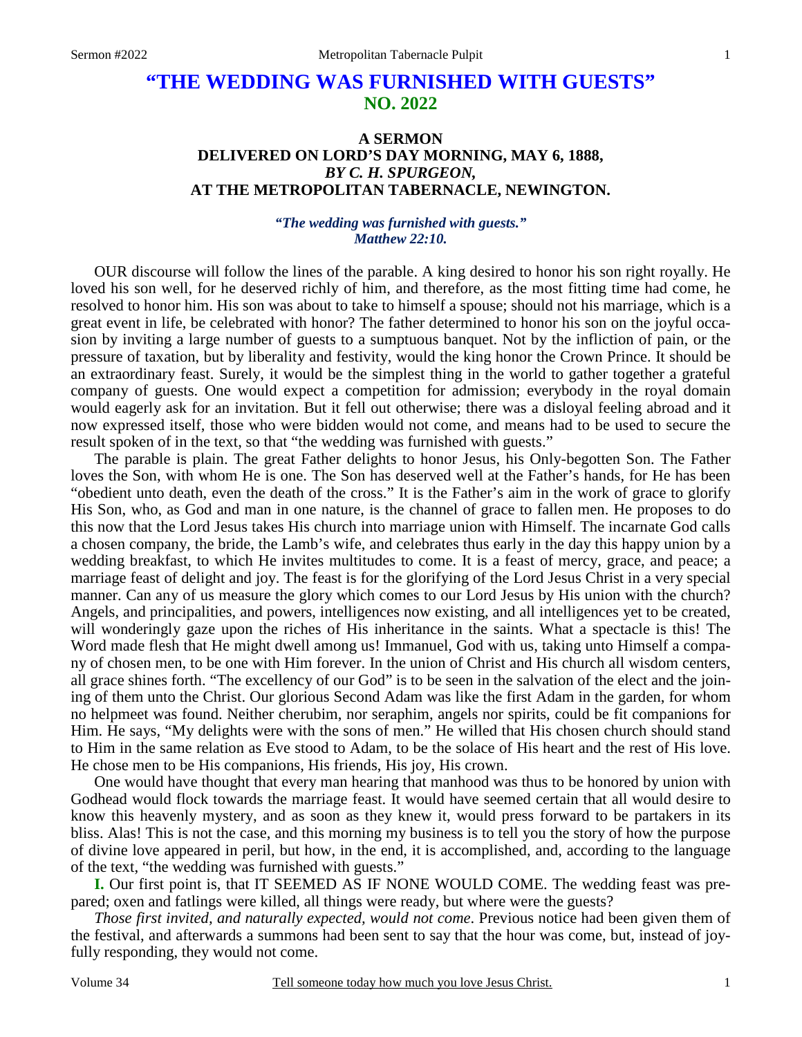# "THE WEDDING WAS FURNISHED WITH GUESTS"
## NO. 2022

### A SERMON
### DELIVERED ON LORD'S DAY MORNING, MAY 6, 1888,
### *BY C. H. SPURGEON,*
### AT THE METROPOLITAN TABERNACLE, NEWINGTON.

***"The wedding was furnished with guests." Matthew 22:10.***

OUR discourse will follow the lines of the parable. A king desired to honor his son right royally. He loved his son well, for he deserved richly of him, and therefore, as the most fitting time had come, he resolved to honor him. His son was about to take to himself a spouse; should not his marriage, which is a great event in life, be celebrated with honor? The father determined to honor his son on the joyful occasion by inviting a large number of guests to a sumptuous banquet. Not by the infliction of pain, or the pressure of taxation, but by liberality and festivity, would the king honor the Crown Prince. It should be an extraordinary feast. Surely, it would be the simplest thing in the world to gather together a grateful company of guests. One would expect a competition for admission; everybody in the royal domain would eagerly ask for an invitation. But it fell out otherwise; there was a disloyal feeling abroad and it now expressed itself, those who were bidden would not come, and means had to be used to secure the result spoken of in the text, so that "the wedding was furnished with guests."

The parable is plain. The great Father delights to honor Jesus, his Only-begotten Son. The Father loves the Son, with whom He is one. The Son has deserved well at the Father's hands, for He has been "obedient unto death, even the death of the cross." It is the Father's aim in the work of grace to glorify His Son, who, as God and man in one nature, is the channel of grace to fallen men. He proposes to do this now that the Lord Jesus takes His church into marriage union with Himself. The incarnate God calls a chosen company, the bride, the Lamb's wife, and celebrates thus early in the day this happy union by a wedding breakfast, to which He invites multitudes to come. It is a feast of mercy, grace, and peace; a marriage feast of delight and joy. The feast is for the glorifying of the Lord Jesus Christ in a very special manner. Can any of us measure the glory which comes to our Lord Jesus by His union with the church? Angels, and principalities, and powers, intelligences now existing, and all intelligences yet to be created, will wonderingly gaze upon the riches of His inheritance in the saints. What a spectacle is this! The Word made flesh that He might dwell among us! Immanuel, God with us, taking unto Himself a company of chosen men, to be one with Him forever. In the union of Christ and His church all wisdom centers, all grace shines forth. "The excellency of our God" is to be seen in the salvation of the elect and the joining of them unto the Christ. Our glorious Second Adam was like the first Adam in the garden, for whom no helpmeet was found. Neither cherubim, nor seraphim, angels nor spirits, could be fit companions for Him. He says, "My delights were with the sons of men." He willed that His chosen church should stand to Him in the same relation as Eve stood to Adam, to be the solace of His heart and the rest of His love. He chose men to be His companions, His friends, His joy, His crown.

One would have thought that every man hearing that manhood was thus to be honored by union with Godhead would flock towards the marriage feast. It would have seemed certain that all would desire to know this heavenly mystery, and as soon as they knew it, would press forward to be partakers in its bliss. Alas! This is not the case, and this morning my business is to tell you the story of how the purpose of divine love appeared in peril, but how, in the end, it is accomplished, and, according to the language of the text, "the wedding was furnished with guests."

**I.** Our first point is, that IT SEEMED AS IF NONE WOULD COME. The wedding feast was prepared; oxen and fatlings were killed, all things were ready, but where were the guests?

*Those first invited, and naturally expected, would not come*. Previous notice had been given them of the festival, and afterwards a summons had been sent to say that the hour was come, but, instead of joyfully responding, they would not come.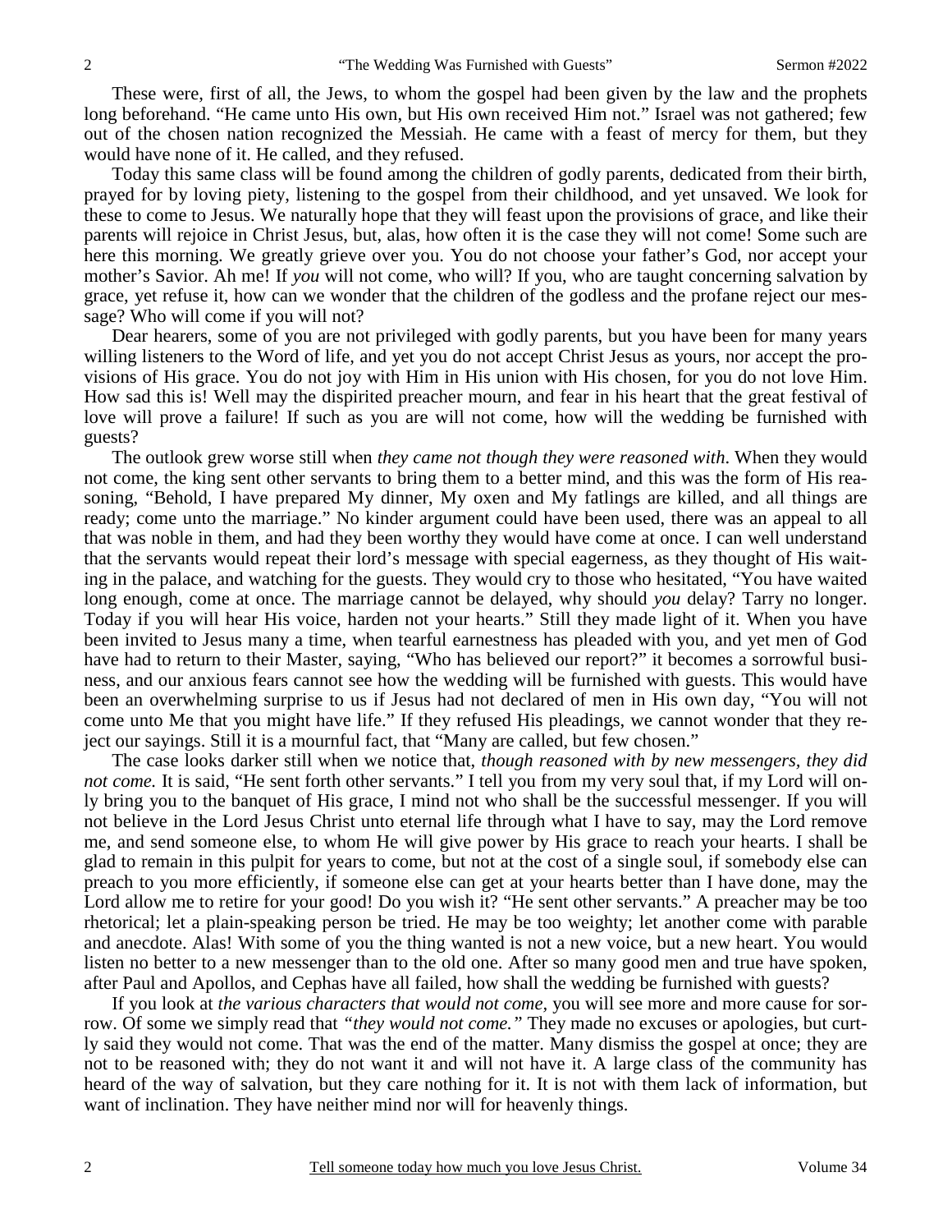These were, first of all, the Jews, to whom the gospel had been given by the law and the prophets long beforehand. "He came unto His own, but His own received Him not." Israel was not gathered; few out of the chosen nation recognized the Messiah. He came with a feast of mercy for them, but they would have none of it. He called, and they refused.

Today this same class will be found among the children of godly parents, dedicated from their birth, prayed for by loving piety, listening to the gospel from their childhood, and yet unsaved. We look for these to come to Jesus. We naturally hope that they will feast upon the provisions of grace, and like their parents will rejoice in Christ Jesus, but, alas, how often it is the case they will not come! Some such are here this morning. We greatly grieve over you. You do not choose your father's God, nor accept your mother's Savior. Ah me! If *you* will not come, who will? If you, who are taught concerning salvation by grace, yet refuse it, how can we wonder that the children of the godless and the profane reject our message? Who will come if you will not?

Dear hearers, some of you are not privileged with godly parents, but you have been for many years willing listeners to the Word of life, and yet you do not accept Christ Jesus as yours, nor accept the provisions of His grace. You do not joy with Him in His union with His chosen, for you do not love Him. How sad this is! Well may the dispirited preacher mourn, and fear in his heart that the great festival of love will prove a failure! If such as you are will not come, how will the wedding be furnished with guests?

The outlook grew worse still when *they came not though they were reasoned with*. When they would not come, the king sent other servants to bring them to a better mind, and this was the form of His reasoning, "Behold, I have prepared My dinner, My oxen and My fatlings are killed, and all things are ready; come unto the marriage." No kinder argument could have been used, there was an appeal to all that was noble in them, and had they been worthy they would have come at once. I can well understand that the servants would repeat their lord's message with special eagerness, as they thought of His waiting in the palace, and watching for the guests. They would cry to those who hesitated, "You have waited long enough, come at once. The marriage cannot be delayed, why should *you* delay? Tarry no longer. Today if you will hear His voice, harden not your hearts." Still they made light of it. When you have been invited to Jesus many a time, when tearful earnestness has pleaded with you, and yet men of God have had to return to their Master, saying, "Who has believed our report?" it becomes a sorrowful business, and our anxious fears cannot see how the wedding will be furnished with guests. This would have been an overwhelming surprise to us if Jesus had not declared of men in His own day, "You will not come unto Me that you might have life." If they refused His pleadings, we cannot wonder that they reject our sayings. Still it is a mournful fact, that "Many are called, but few chosen."

The case looks darker still when we notice that, *though reasoned with by new messengers, they did not come.* It is said, "He sent forth other servants." I tell you from my very soul that, if my Lord will only bring you to the banquet of His grace, I mind not who shall be the successful messenger. If you will not believe in the Lord Jesus Christ unto eternal life through what I have to say, may the Lord remove me, and send someone else, to whom He will give power by His grace to reach your hearts. I shall be glad to remain in this pulpit for years to come, but not at the cost of a single soul, if somebody else can preach to you more efficiently, if someone else can get at your hearts better than I have done, may the Lord allow me to retire for your good! Do you wish it? "He sent other servants." A preacher may be too rhetorical; let a plain-speaking person be tried. He may be too weighty; let another come with parable and anecdote. Alas! With some of you the thing wanted is not a new voice, but a new heart. You would listen no better to a new messenger than to the old one. After so many good men and true have spoken, after Paul and Apollos, and Cephas have all failed, how shall the wedding be furnished with guests?

If you look at *the various characters that would not come,* you will see more and more cause for sorrow. Of some we simply read that *"they would not come."* They made no excuses or apologies, but curtly said they would not come. That was the end of the matter. Many dismiss the gospel at once; they are not to be reasoned with; they do not want it and will not have it. A large class of the community has heard of the way of salvation, but they care nothing for it. It is not with them lack of information, but want of inclination. They have neither mind nor will for heavenly things.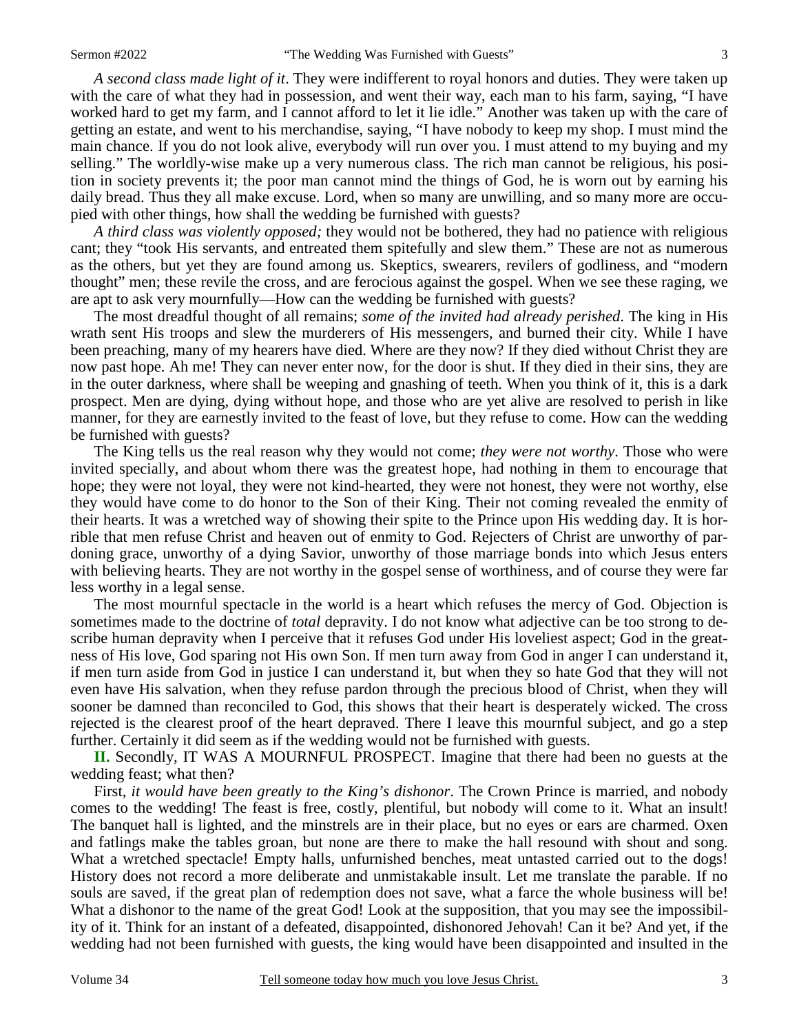*A second class made light of it*. They were indifferent to royal honors and duties. They were taken up with the care of what they had in possession, and went their way, each man to his farm, saying, "I have worked hard to get my farm, and I cannot afford to let it lie idle." Another was taken up with the care of getting an estate, and went to his merchandise, saying, "I have nobody to keep my shop. I must mind the main chance. If you do not look alive, everybody will run over you. I must attend to my buying and my selling." The worldly-wise make up a very numerous class. The rich man cannot be religious, his position in society prevents it; the poor man cannot mind the things of God, he is worn out by earning his daily bread. Thus they all make excuse. Lord, when so many are unwilling, and so many more are occupied with other things, how shall the wedding be furnished with guests?

*A third class was violently opposed;* they would not be bothered, they had no patience with religious cant; they "took His servants, and entreated them spitefully and slew them." These are not as numerous as the others, but yet they are found among us. Skeptics, swearers, revilers of godliness, and "modern thought" men; these revile the cross, and are ferocious against the gospel. When we see these raging, we are apt to ask very mournfully—How can the wedding be furnished with guests?

The most dreadful thought of all remains; *some of the invited had already perished*. The king in His wrath sent His troops and slew the murderers of His messengers, and burned their city. While I have been preaching, many of my hearers have died. Where are they now? If they died without Christ they are now past hope. Ah me! They can never enter now, for the door is shut. If they died in their sins, they are in the outer darkness, where shall be weeping and gnashing of teeth. When you think of it, this is a dark prospect. Men are dying, dying without hope, and those who are yet alive are resolved to perish in like manner, for they are earnestly invited to the feast of love, but they refuse to come. How can the wedding be furnished with guests?

The King tells us the real reason why they would not come; *they were not worthy*. Those who were invited specially, and about whom there was the greatest hope, had nothing in them to encourage that hope; they were not loyal, they were not kind-hearted, they were not honest, they were not worthy, else they would have come to do honor to the Son of their King. Their not coming revealed the enmity of their hearts. It was a wretched way of showing their spite to the Prince upon His wedding day. It is horrible that men refuse Christ and heaven out of enmity to God. Rejecters of Christ are unworthy of pardoning grace, unworthy of a dying Savior, unworthy of those marriage bonds into which Jesus enters with believing hearts. They are not worthy in the gospel sense of worthiness, and of course they were far less worthy in a legal sense.

The most mournful spectacle in the world is a heart which refuses the mercy of God. Objection is sometimes made to the doctrine of *total* depravity. I do not know what adjective can be too strong to describe human depravity when I perceive that it refuses God under His loveliest aspect; God in the greatness of His love, God sparing not His own Son. If men turn away from God in anger I can understand it, if men turn aside from God in justice I can understand it, but when they so hate God that they will not even have His salvation, when they refuse pardon through the precious blood of Christ, when they will sooner be damned than reconciled to God, this shows that their heart is desperately wicked. The cross rejected is the clearest proof of the heart depraved. There I leave this mournful subject, and go a step further. Certainly it did seem as if the wedding would not be furnished with guests.

**II.** Secondly, IT WAS A MOURNFUL PROSPECT. Imagine that there had been no guests at the wedding feast; what then?

First, *it would have been greatly to the King's dishonor*. The Crown Prince is married, and nobody comes to the wedding! The feast is free, costly, plentiful, but nobody will come to it. What an insult! The banquet hall is lighted, and the minstrels are in their place, but no eyes or ears are charmed. Oxen and fatlings make the tables groan, but none are there to make the hall resound with shout and song. What a wretched spectacle! Empty halls, unfurnished benches, meat untasted carried out to the dogs! History does not record a more deliberate and unmistakable insult. Let me translate the parable. If no souls are saved, if the great plan of redemption does not save, what a farce the whole business will be! What a dishonor to the name of the great God! Look at the supposition, that you may see the impossibility of it. Think for an instant of a defeated, disappointed, dishonored Jehovah! Can it be? And yet, if the wedding had not been furnished with guests, the king would have been disappointed and insulted in the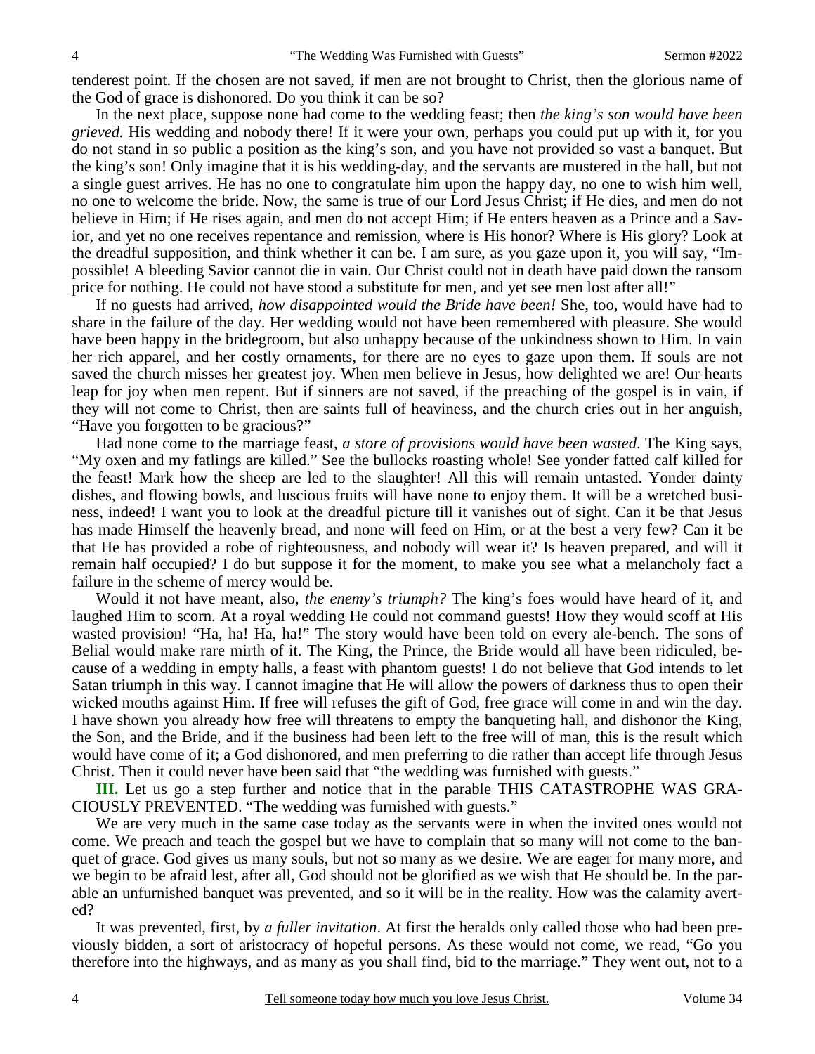tenderest point. If the chosen are not saved, if men are not brought to Christ, then the glorious name of the God of grace is dishonored. Do you think it can be so?

In the next place, suppose none had come to the wedding feast; then *the king's son would have been grieved.* His wedding and nobody there! If it were your own, perhaps you could put up with it, for you do not stand in so public a position as the king's son, and you have not provided so vast a banquet. But the king's son! Only imagine that it is his wedding-day, and the servants are mustered in the hall, but not a single guest arrives. He has no one to congratulate him upon the happy day, no one to wish him well, no one to welcome the bride. Now, the same is true of our Lord Jesus Christ; if He dies, and men do not believe in Him; if He rises again, and men do not accept Him; if He enters heaven as a Prince and a Savior, and yet no one receives repentance and remission, where is His honor? Where is His glory? Look at the dreadful supposition, and think whether it can be. I am sure, as you gaze upon it, you will say, "Impossible! A bleeding Savior cannot die in vain. Our Christ could not in death have paid down the ransom price for nothing. He could not have stood a substitute for men, and yet see men lost after all!"

If no guests had arrived, *how disappointed would the Bride have been!* She, too, would have had to share in the failure of the day. Her wedding would not have been remembered with pleasure. She would have been happy in the bridegroom, but also unhappy because of the unkindness shown to Him. In vain her rich apparel, and her costly ornaments, for there are no eyes to gaze upon them. If souls are not saved the church misses her greatest joy. When men believe in Jesus, how delighted we are! Our hearts leap for joy when men repent. But if sinners are not saved, if the preaching of the gospel is in vain, if they will not come to Christ, then are saints full of heaviness, and the church cries out in her anguish, "Have you forgotten to be gracious?"

Had none come to the marriage feast, *a store of provisions would have been wasted*. The King says, "My oxen and my fatlings are killed." See the bullocks roasting whole! See yonder fatted calf killed for the feast! Mark how the sheep are led to the slaughter! All this will remain untasted. Yonder dainty dishes, and flowing bowls, and luscious fruits will have none to enjoy them. It will be a wretched business, indeed! I want you to look at the dreadful picture till it vanishes out of sight. Can it be that Jesus has made Himself the heavenly bread, and none will feed on Him, or at the best a very few? Can it be that He has provided a robe of righteousness, and nobody will wear it? Is heaven prepared, and will it remain half occupied? I do but suppose it for the moment, to make you see what a melancholy fact a failure in the scheme of mercy would be.

Would it not have meant, also, *the enemy's triumph?* The king's foes would have heard of it, and laughed Him to scorn. At a royal wedding He could not command guests! How they would scoff at His wasted provision! "Ha, ha! Ha, ha!" The story would have been told on every ale-bench. The sons of Belial would make rare mirth of it. The King, the Prince, the Bride would all have been ridiculed, because of a wedding in empty halls, a feast with phantom guests! I do not believe that God intends to let Satan triumph in this way. I cannot imagine that He will allow the powers of darkness thus to open their wicked mouths against Him. If free will refuses the gift of God, free grace will come in and win the day. I have shown you already how free will threatens to empty the banqueting hall, and dishonor the King, the Son, and the Bride, and if the business had been left to the free will of man, this is the result which would have come of it; a God dishonored, and men preferring to die rather than accept life through Jesus Christ. Then it could never have been said that "the wedding was furnished with guests."

**III.** Let us go a step further and notice that in the parable THIS CATASTROPHE WAS GRACIOUSLY PREVENTED. "The wedding was furnished with guests."

We are very much in the same case today as the servants were in when the invited ones would not come. We preach and teach the gospel but we have to complain that so many will not come to the banquet of grace. God gives us many souls, but not so many as we desire. We are eager for many more, and we begin to be afraid lest, after all, God should not be glorified as we wish that He should be. In the parable an unfurnished banquet was prevented, and so it will be in the reality. How was the calamity averted?

It was prevented, first, by *a fuller invitation*. At first the heralds only called those who had been previously bidden, a sort of aristocracy of hopeful persons. As these would not come, we read, "Go you therefore into the highways, and as many as you shall find, bid to the marriage." They went out, not to a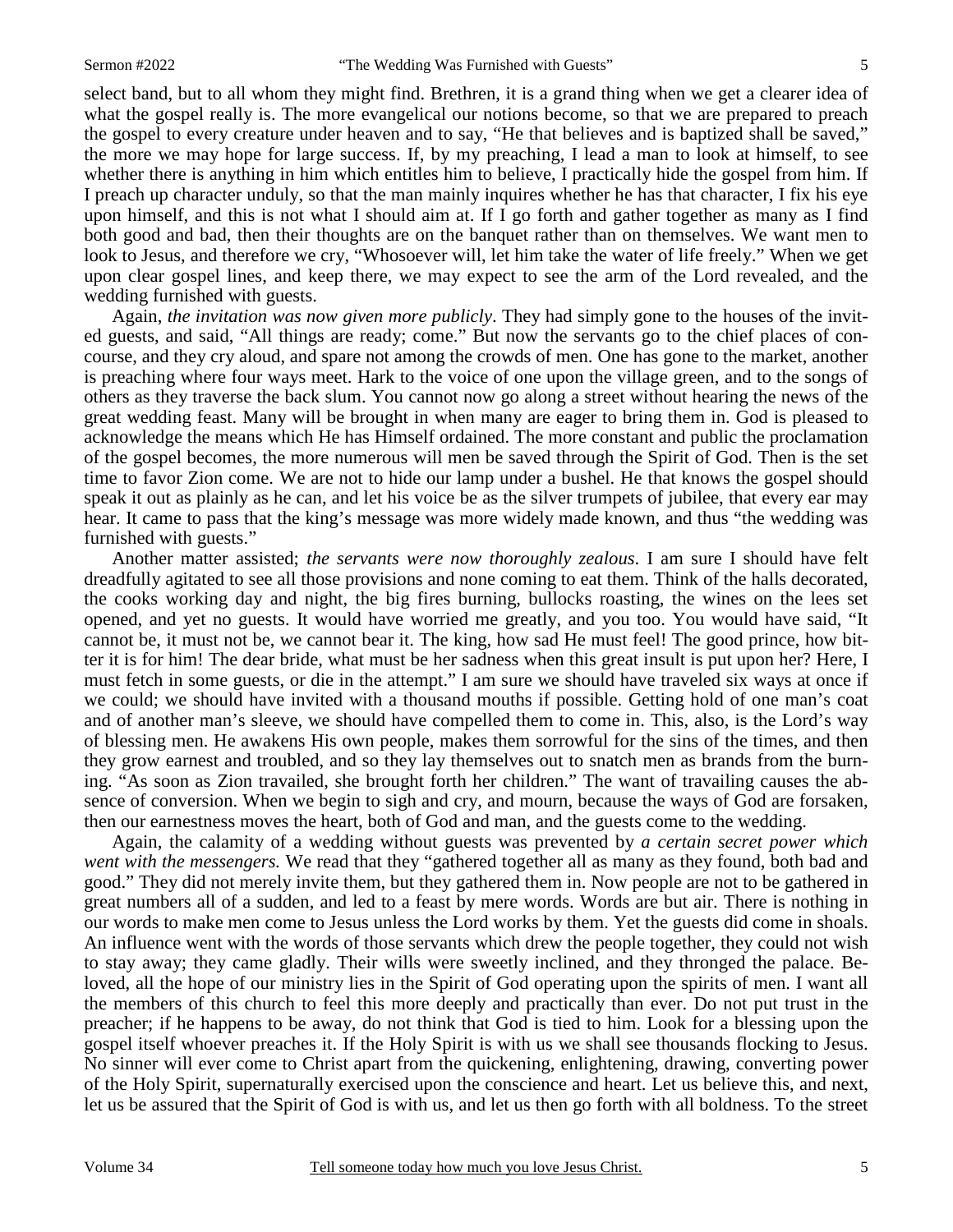select band, but to all whom they might find. Brethren, it is a grand thing when we get a clearer idea of what the gospel really is. The more evangelical our notions become, so that we are prepared to preach the gospel to every creature under heaven and to say, "He that believes and is baptized shall be saved," the more we may hope for large success. If, by my preaching, I lead a man to look at himself, to see whether there is anything in him which entitles him to believe, I practically hide the gospel from him. If I preach up character unduly, so that the man mainly inquires whether he has that character, I fix his eye upon himself, and this is not what I should aim at. If I go forth and gather together as many as I find both good and bad, then their thoughts are on the banquet rather than on themselves. We want men to look to Jesus, and therefore we cry, "Whosoever will, let him take the water of life freely." When we get upon clear gospel lines, and keep there, we may expect to see the arm of the Lord revealed, and the wedding furnished with guests.

Again, *the invitation was now given more publicly*. They had simply gone to the houses of the invited guests, and said, "All things are ready; come." But now the servants go to the chief places of concourse, and they cry aloud, and spare not among the crowds of men. One has gone to the market, another is preaching where four ways meet. Hark to the voice of one upon the village green, and to the songs of others as they traverse the back slum. You cannot now go along a street without hearing the news of the great wedding feast. Many will be brought in when many are eager to bring them in. God is pleased to acknowledge the means which He has Himself ordained. The more constant and public the proclamation of the gospel becomes, the more numerous will men be saved through the Spirit of God. Then is the set time to favor Zion come. We are not to hide our lamp under a bushel. He that knows the gospel should speak it out as plainly as he can, and let his voice be as the silver trumpets of jubilee, that every ear may hear. It came to pass that the king's message was more widely made known, and thus "the wedding was furnished with guests."

Another matter assisted; *the servants were now thoroughly zealous*. I am sure I should have felt dreadfully agitated to see all those provisions and none coming to eat them. Think of the halls decorated, the cooks working day and night, the big fires burning, bullocks roasting, the wines on the lees set opened, and yet no guests. It would have worried me greatly, and you too. You would have said, "It cannot be, it must not be, we cannot bear it. The king, how sad He must feel! The good prince, how bitter it is for him! The dear bride, what must be her sadness when this great insult is put upon her? Here, I must fetch in some guests, or die in the attempt." I am sure we should have traveled six ways at once if we could; we should have invited with a thousand mouths if possible. Getting hold of one man's coat and of another man's sleeve, we should have compelled them to come in. This, also, is the Lord's way of blessing men. He awakens His own people, makes them sorrowful for the sins of the times, and then they grow earnest and troubled, and so they lay themselves out to snatch men as brands from the burning. "As soon as Zion travailed, she brought forth her children." The want of travailing causes the absence of conversion. When we begin to sigh and cry, and mourn, because the ways of God are forsaken, then our earnestness moves the heart, both of God and man, and the guests come to the wedding.

Again, the calamity of a wedding without guests was prevented by *a certain secret power which went with the messengers.* We read that they "gathered together all as many as they found, both bad and good." They did not merely invite them, but they gathered them in. Now people are not to be gathered in great numbers all of a sudden, and led to a feast by mere words. Words are but air. There is nothing in our words to make men come to Jesus unless the Lord works by them. Yet the guests did come in shoals. An influence went with the words of those servants which drew the people together, they could not wish to stay away; they came gladly. Their wills were sweetly inclined, and they thronged the palace. Beloved, all the hope of our ministry lies in the Spirit of God operating upon the spirits of men. I want all the members of this church to feel this more deeply and practically than ever. Do not put trust in the preacher; if he happens to be away, do not think that God is tied to him. Look for a blessing upon the gospel itself whoever preaches it. If the Holy Spirit is with us we shall see thousands flocking to Jesus. No sinner will ever come to Christ apart from the quickening, enlightening, drawing, converting power of the Holy Spirit, supernaturally exercised upon the conscience and heart. Let us believe this, and next, let us be assured that the Spirit of God is with us, and let us then go forth with all boldness. To the street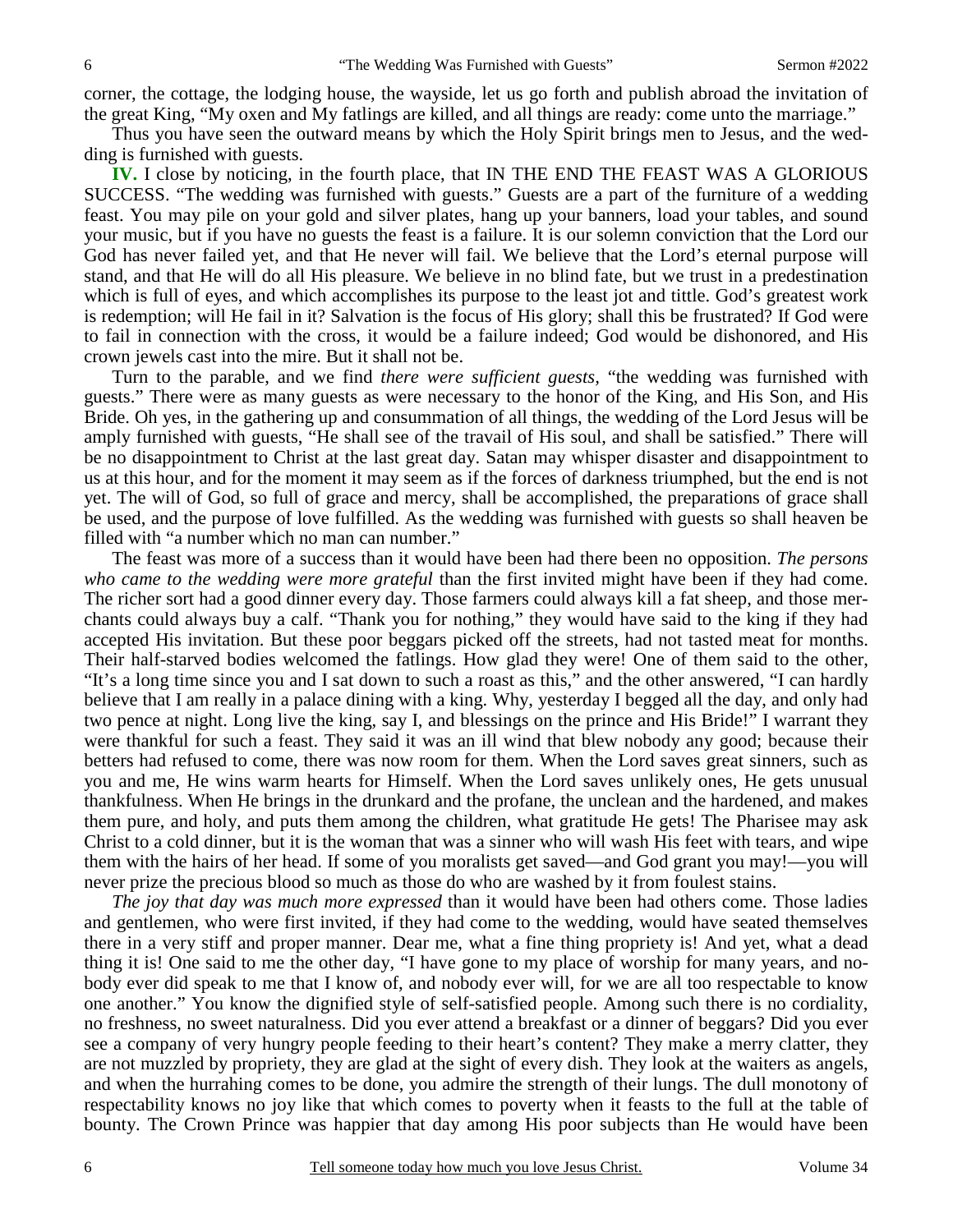corner, the cottage, the lodging house, the wayside, let us go forth and publish abroad the invitation of the great King, "My oxen and My fatlings are killed, and all things are ready: come unto the marriage."

Thus you have seen the outward means by which the Holy Spirit brings men to Jesus, and the wedding is furnished with guests.

**IV.** I close by noticing, in the fourth place, that IN THE END THE FEAST WAS A GLORIOUS SUCCESS. "The wedding was furnished with guests." Guests are a part of the furniture of a wedding feast. You may pile on your gold and silver plates, hang up your banners, load your tables, and sound your music, but if you have no guests the feast is a failure. It is our solemn conviction that the Lord our God has never failed yet, and that He never will fail. We believe that the Lord's eternal purpose will stand, and that He will do all His pleasure. We believe in no blind fate, but we trust in a predestination which is full of eyes, and which accomplishes its purpose to the least jot and tittle. God's greatest work is redemption; will He fail in it? Salvation is the focus of His glory; shall this be frustrated? If God were to fail in connection with the cross, it would be a failure indeed; God would be dishonored, and His crown jewels cast into the mire. But it shall not be.

Turn to the parable, and we find *there were sufficient guests*, "the wedding was furnished with guests." There were as many guests as were necessary to the honor of the King, and His Son, and His Bride. Oh yes, in the gathering up and consummation of all things, the wedding of the Lord Jesus will be amply furnished with guests, "He shall see of the travail of His soul, and shall be satisfied." There will be no disappointment to Christ at the last great day. Satan may whisper disaster and disappointment to us at this hour, and for the moment it may seem as if the forces of darkness triumphed, but the end is not yet. The will of God, so full of grace and mercy, shall be accomplished, the preparations of grace shall be used, and the purpose of love fulfilled. As the wedding was furnished with guests so shall heaven be filled with "a number which no man can number."

The feast was more of a success than it would have been had there been no opposition. *The persons who came to the wedding were more grateful* than the first invited might have been if they had come. The richer sort had a good dinner every day. Those farmers could always kill a fat sheep, and those merchants could always buy a calf. "Thank you for nothing," they would have said to the king if they had accepted His invitation. But these poor beggars picked off the streets, had not tasted meat for months. Their half-starved bodies welcomed the fatlings. How glad they were! One of them said to the other, "It's a long time since you and I sat down to such a roast as this," and the other answered, "I can hardly believe that I am really in a palace dining with a king. Why, yesterday I begged all the day, and only had two pence at night. Long live the king, say I, and blessings on the prince and His Bride!" I warrant they were thankful for such a feast. They said it was an ill wind that blew nobody any good; because their betters had refused to come, there was now room for them. When the Lord saves great sinners, such as you and me, He wins warm hearts for Himself. When the Lord saves unlikely ones, He gets unusual thankfulness. When He brings in the drunkard and the profane, the unclean and the hardened, and makes them pure, and holy, and puts them among the children, what gratitude He gets! The Pharisee may ask Christ to a cold dinner, but it is the woman that was a sinner who will wash His feet with tears, and wipe them with the hairs of her head. If some of you moralists get saved—and God grant you may!—you will never prize the precious blood so much as those do who are washed by it from foulest stains.

*The joy that day was much more expressed* than it would have been had others come. Those ladies and gentlemen, who were first invited, if they had come to the wedding, would have seated themselves there in a very stiff and proper manner. Dear me, what a fine thing propriety is! And yet, what a dead thing it is! One said to me the other day, "I have gone to my place of worship for many years, and nobody ever did speak to me that I know of, and nobody ever will, for we are all too respectable to know one another." You know the dignified style of self-satisfied people. Among such there is no cordiality, no freshness, no sweet naturalness. Did you ever attend a breakfast or a dinner of beggars? Did you ever see a company of very hungry people feeding to their heart's content? They make a merry clatter, they are not muzzled by propriety, they are glad at the sight of every dish. They look at the waiters as angels, and when the hurrahing comes to be done, you admire the strength of their lungs. The dull monotony of respectability knows no joy like that which comes to poverty when it feasts to the full at the table of bounty. The Crown Prince was happier that day among His poor subjects than He would have been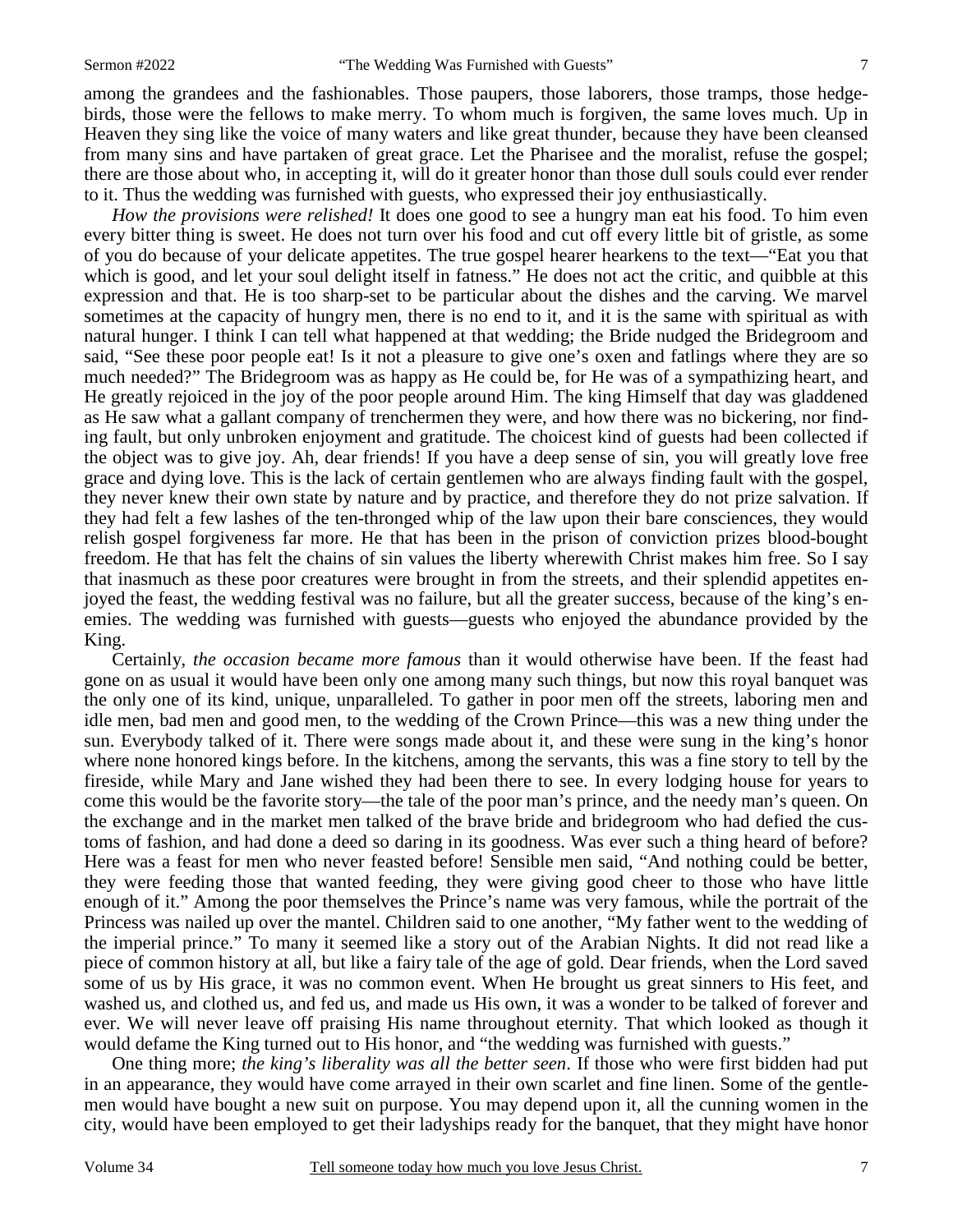among the grandees and the fashionables. Those paupers, those laborers, those tramps, those hedge-birds, those were the fellows to make merry. To whom much is forgiven, the same loves much. Up in Heaven they sing like the voice of many waters and like great thunder, because they have been cleansed from many sins and have partaken of great grace. Let the Pharisee and the moralist, refuse the gospel; there are those about who, in accepting it, will do it greater honor than those dull souls could ever render to it. Thus the wedding was furnished with guests, who expressed their joy enthusiastically.

*How the provisions were relished!* It does one good to see a hungry man eat his food. To him even every bitter thing is sweet. He does not turn over his food and cut off every little bit of gristle, as some of you do because of your delicate appetites. The true gospel hearer hearkens to the text—"Eat you that which is good, and let your soul delight itself in fatness." He does not act the critic, and quibble at this expression and that. He is too sharp-set to be particular about the dishes and the carving. We marvel sometimes at the capacity of hungry men, there is no end to it, and it is the same with spiritual as with natural hunger. I think I can tell what happened at that wedding; the Bride nudged the Bridegroom and said, "See these poor people eat! Is it not a pleasure to give one's oxen and fatlings where they are so much needed?" The Bridegroom was as happy as He could be, for He was of a sympathizing heart, and He greatly rejoiced in the joy of the poor people around Him. The king Himself that day was gladdened as He saw what a gallant company of trenchermen they were, and how there was no bickering, nor finding fault, but only unbroken enjoyment and gratitude. The choicest kind of guests had been collected if the object was to give joy. Ah, dear friends! If you have a deep sense of sin, you will greatly love free grace and dying love. This is the lack of certain gentlemen who are always finding fault with the gospel, they never knew their own state by nature and by practice, and therefore they do not prize salvation. If they had felt a few lashes of the ten-thronged whip of the law upon their bare consciences, they would relish gospel forgiveness far more. He that has been in the prison of conviction prizes blood-bought freedom. He that has felt the chains of sin values the liberty wherewith Christ makes him free. So I say that inasmuch as these poor creatures were brought in from the streets, and their splendid appetites enjoyed the feast, the wedding festival was no failure, but all the greater success, because of the king's enemies. The wedding was furnished with guests—guests who enjoyed the abundance provided by the King.

Certainly, *the occasion became more famous* than it would otherwise have been. If the feast had gone on as usual it would have been only one among many such things, but now this royal banquet was the only one of its kind, unique, unparalleled. To gather in poor men off the streets, laboring men and idle men, bad men and good men, to the wedding of the Crown Prince—this was a new thing under the sun. Everybody talked of it. There were songs made about it, and these were sung in the king's honor where none honored kings before. In the kitchens, among the servants, this was a fine story to tell by the fireside, while Mary and Jane wished they had been there to see. In every lodging house for years to come this would be the favorite story—the tale of the poor man's prince, and the needy man's queen. On the exchange and in the market men talked of the brave bride and bridegroom who had defied the customs of fashion, and had done a deed so daring in its goodness. Was ever such a thing heard of before? Here was a feast for men who never feasted before! Sensible men said, "And nothing could be better, they were feeding those that wanted feeding, they were giving good cheer to those who have little enough of it." Among the poor themselves the Prince's name was very famous, while the portrait of the Princess was nailed up over the mantel. Children said to one another, "My father went to the wedding of the imperial prince." To many it seemed like a story out of the Arabian Nights. It did not read like a piece of common history at all, but like a fairy tale of the age of gold. Dear friends, when the Lord saved some of us by His grace, it was no common event. When He brought us great sinners to His feet, and washed us, and clothed us, and fed us, and made us His own, it was a wonder to be talked of forever and ever. We will never leave off praising His name throughout eternity. That which looked as though it would defame the King turned out to His honor, and "the wedding was furnished with guests."

One thing more; *the king's liberality was all the better seen*. If those who were first bidden had put in an appearance, they would have come arrayed in their own scarlet and fine linen. Some of the gentlemen would have bought a new suit on purpose. You may depend upon it, all the cunning women in the city, would have been employed to get their ladyships ready for the banquet, that they might have honor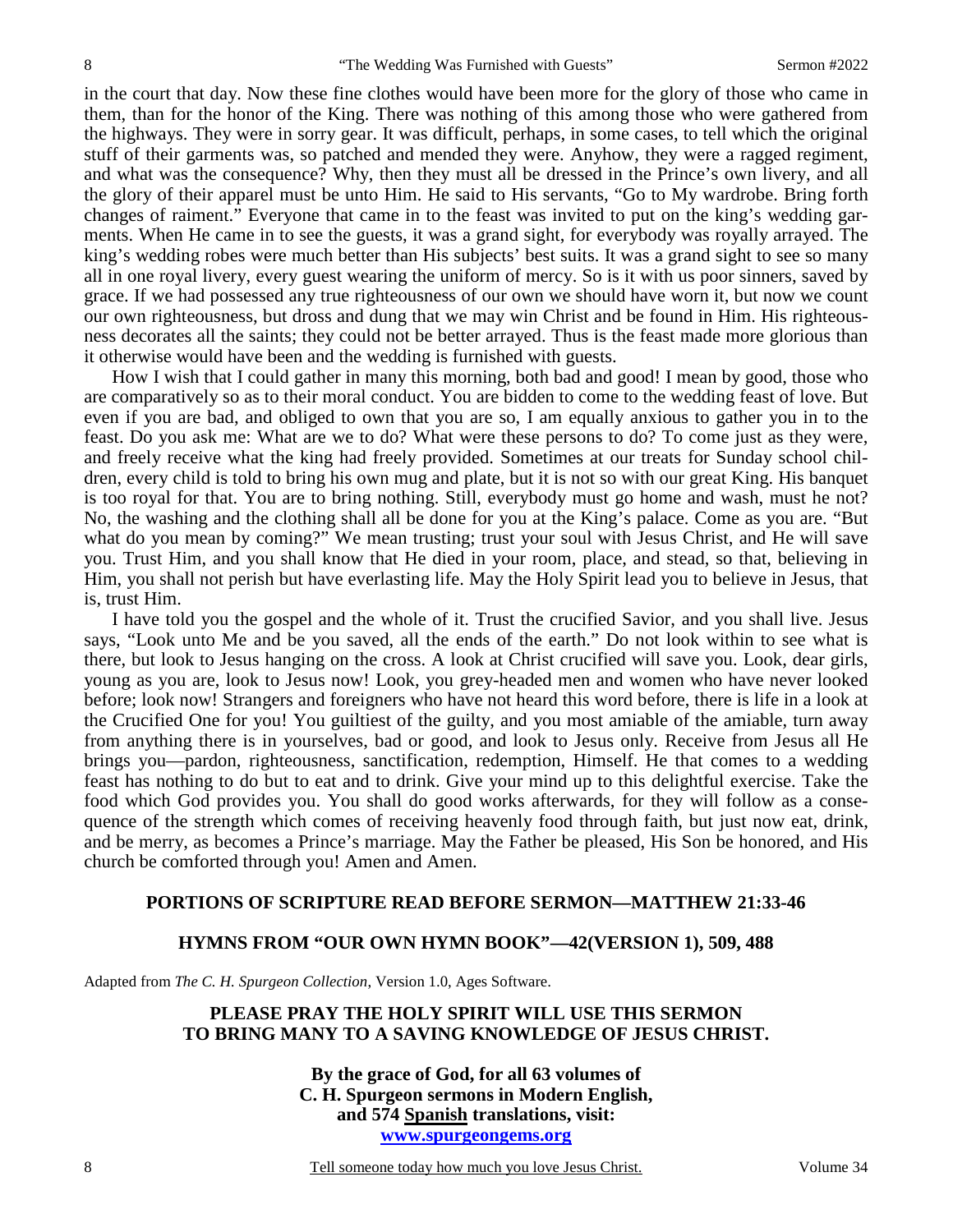in the court that day. Now these fine clothes would have been more for the glory of those who came in them, than for the honor of the King. There was nothing of this among those who were gathered from the highways. They were in sorry gear. It was difficult, perhaps, in some cases, to tell which the original stuff of their garments was, so patched and mended they were. Anyhow, they were a ragged regiment, and what was the consequence? Why, then they must all be dressed in the Prince's own livery, and all the glory of their apparel must be unto Him. He said to His servants, "Go to My wardrobe. Bring forth changes of raiment." Everyone that came in to the feast was invited to put on the king's wedding garments. When He came in to see the guests, it was a grand sight, for everybody was royally arrayed. The king's wedding robes were much better than His subjects' best suits. It was a grand sight to see so many all in one royal livery, every guest wearing the uniform of mercy. So is it with us poor sinners, saved by grace. If we had possessed any true righteousness of our own we should have worn it, but now we count our own righteousness, but dross and dung that we may win Christ and be found in Him. His righteousness decorates all the saints; they could not be better arrayed. Thus is the feast made more glorious than it otherwise would have been and the wedding is furnished with guests.

How I wish that I could gather in many this morning, both bad and good! I mean by good, those who are comparatively so as to their moral conduct. You are bidden to come to the wedding feast of love. But even if you are bad, and obliged to own that you are so, I am equally anxious to gather you in to the feast. Do you ask me: What are we to do? What were these persons to do? To come just as they were, and freely receive what the king had freely provided. Sometimes at our treats for Sunday school children, every child is told to bring his own mug and plate, but it is not so with our great King. His banquet is too royal for that. You are to bring nothing. Still, everybody must go home and wash, must he not? No, the washing and the clothing shall all be done for you at the King's palace. Come as you are. "But what do you mean by coming?" We mean trusting; trust your soul with Jesus Christ, and He will save you. Trust Him, and you shall know that He died in your room, place, and stead, so that, believing in Him, you shall not perish but have everlasting life. May the Holy Spirit lead you to believe in Jesus, that is, trust Him.

I have told you the gospel and the whole of it. Trust the crucified Savior, and you shall live. Jesus says, "Look unto Me and be you saved, all the ends of the earth." Do not look within to see what is there, but look to Jesus hanging on the cross. A look at Christ crucified will save you. Look, dear girls, young as you are, look to Jesus now! Look, you grey-headed men and women who have never looked before; look now! Strangers and foreigners who have not heard this word before, there is life in a look at the Crucified One for you! You guiltiest of the guilty, and you most amiable of the amiable, turn away from anything there is in yourselves, bad or good, and look to Jesus only. Receive from Jesus all He brings you—pardon, righteousness, sanctification, redemption, Himself. He that comes to a wedding feast has nothing to do but to eat and to drink. Give your mind up to this delightful exercise. Take the food which God provides you. You shall do good works afterwards, for they will follow as a consequence of the strength which comes of receiving heavenly food through faith, but just now eat, drink, and be merry, as becomes a Prince's marriage. May the Father be pleased, His Son be honored, and His church be comforted through you! Amen and Amen.

**PORTIONS OF SCRIPTURE READ BEFORE SERMON—MATTHEW 21:33-46**

**HYMNS FROM "OUR OWN HYMN BOOK"—42(VERSION 1), 509, 488**

Adapted from *The C. H. Spurgeon Collection*, Version 1.0, Ages Software.

**PLEASE PRAY THE HOLY SPIRIT WILL USE THIS SERMON TO BRING MANY TO A SAVING KNOWLEDGE OF JESUS CHRIST.**

**By the grace of God, for all 63 volumes of C. H. Spurgeon sermons in Modern English, and 574 Spanish translations, visit: www.spurgeongems.org**

Tell someone today how much you love Jesus Christ.